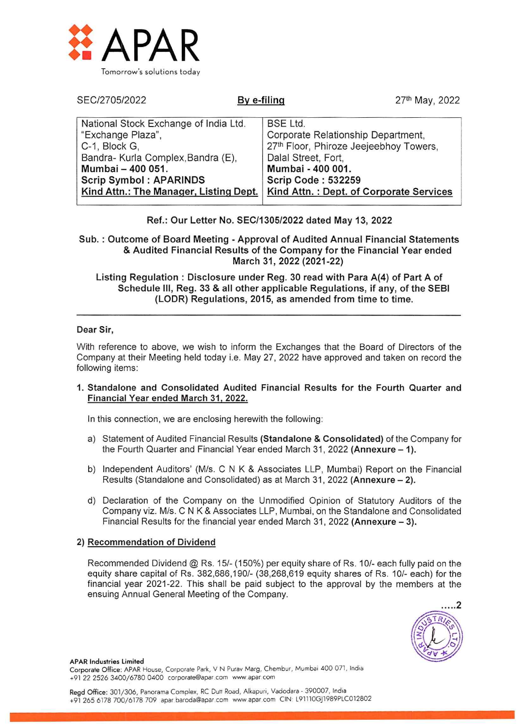# APAR

Tomorrow's solutions today

SEC/2705/2022 **By e-filing** 27th May, 2022

| National Stock Exchange of India Ltd. | BSE Ltd. |
|---|---|
| "Exchange Plaza", | Corporate Relationship Department, |
| C-1, Block G, | 27th Floor, Phiroze Jeejeebhoy Towers, |
| Bandra- Kurla Complex, Bandra (E), | Dalal Street, Fort, |
| **Mumbai – 400 051.** | **Mumbai - 400 001.** |
| **Scrip Symbol : APARINDS** | **Scrip Code : 532259** |
| **Kind Attn.: The Manager, Listing Dept.** | **Kind Attn. : Dept. of Corporate Services** |

**Ref.: Our Letter No. SEC/1305/2022 dated May 13, 2022**

**Sub. : Outcome of Board Meeting - Approval of Audited Annual Financial Statements & Audited Financial Results of the Company for the Financial Year ended March 31, 2022 (2021-22)**

**Listing Regulation : Disclosure under Reg. 30 read with Para A(4) of Part A of Schedule III, Reg. 33 & all other applicable Regulations, if any, of the SEBI (LODR) Regulations, 2015, as amended from time to time.**

---

**Dear Sir,**

With reference to above, we wish to inform the Exchanges that the Board of Directors of the Company at their Meeting held today i.e. May 27, 2022 have approved and taken on record the following items:

1. **Standalone and Consolidated Audited Financial Results for the Fourth Quarter and Financial Year ended March 31, 2022.**

   In this connection, we are enclosing herewith the following:

   a) Statement of Audited Financial Results **(Standalone & Consolidated)** of the Company for the Fourth Quarter and Financial Year ended March 31, 2022 **(Annexure – 1).**

   b) Independent Auditors' (M/s. C N K & Associates LLP, Mumbai) Report on the Financial Results (Standalone and Consolidated) as at March 31, 2022 **(Annexure – 2).**

   d) Declaration of the Company on the Unmodified Opinion of Statutory Auditors of the Company viz. M/s. C N K & Associates LLP, Mumbai, on the Standalone and Consolidated Financial Results for the financial year ended March 31, 2022 **(Annexure – 3).**

2) **Recommendation of Dividend**

   Recommended Dividend @ Rs. 15/- (150%) per equity share of Rs. 10/- each fully paid on the equity share capital of Rs. 382,686,190/- (38,268,619 equity shares of Rs. 10/- each) for the financial year 2021-22. This shall be paid subject to the approval by the members at the ensuing Annual General Meeting of the Company.

.....2

**APAR Industries Limited**
Corporate Office: APAR House, Corporate Park, V N Purav Marg, Chembur, Mumbai 400 071, India
+91 22 2526 3400/6780 0400 corporate@apar.com www.apar.com

Regd Office: 301/306, Panorama Complex, RC Dutt Road, Alkapuri, Vadodara - 390007, India
+91 265 6178 700/6178 709 apar.baroda@apar.com www.apar.com CIN: L91110GJ1989PLC012802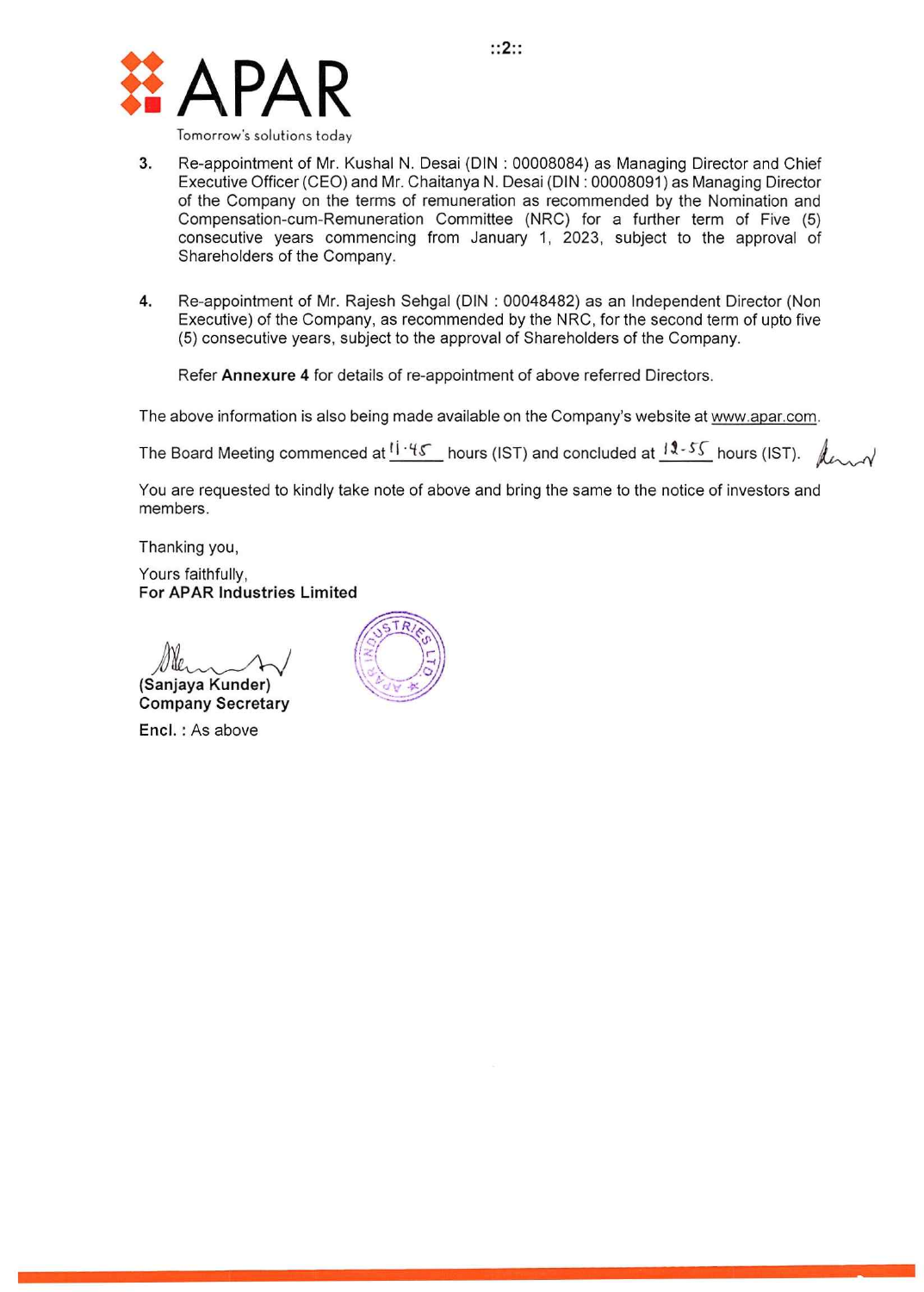3. Re-appointment of Mr. Kushal N. Desai (DIN : 00008084) as Managing Director and Chief Executive Officer (CEO) and Mr. Chaitanya N. Desai (DIN : 00008091) as Managing Director of the Company on the terms of remuneration as recommended by the Nomination and Compensation-cum-Remuneration Committee (NRC) for a further term of Five (5) consecutive years commencing from January 1, 2023, subject to the approval of Shareholders of the Company.

4. Re-appointment of Mr. Rajesh Sehgal (DIN : 00048482) as an Independent Director (Non Executive) of the Company, as recommended by the NRC, for the second term of upto five (5) consecutive years, subject to the approval of Shareholders of the Company.

   Refer **Annexure 4** for details of re-appointment of above referred Directors.

The above information is also being made available on the Company's website at www.apar.com.

The Board Meeting commenced at 11.45 hours (IST) and concluded at 12-55 hours (IST).

You are requested to kindly take note of above and bring the same to the notice of investors and members.

Thanking you,

Yours faithfully,
**For APAR Industries Limited**

**(Sanjaya Kunder)**
**Company Secretary**

**Encl. :** As above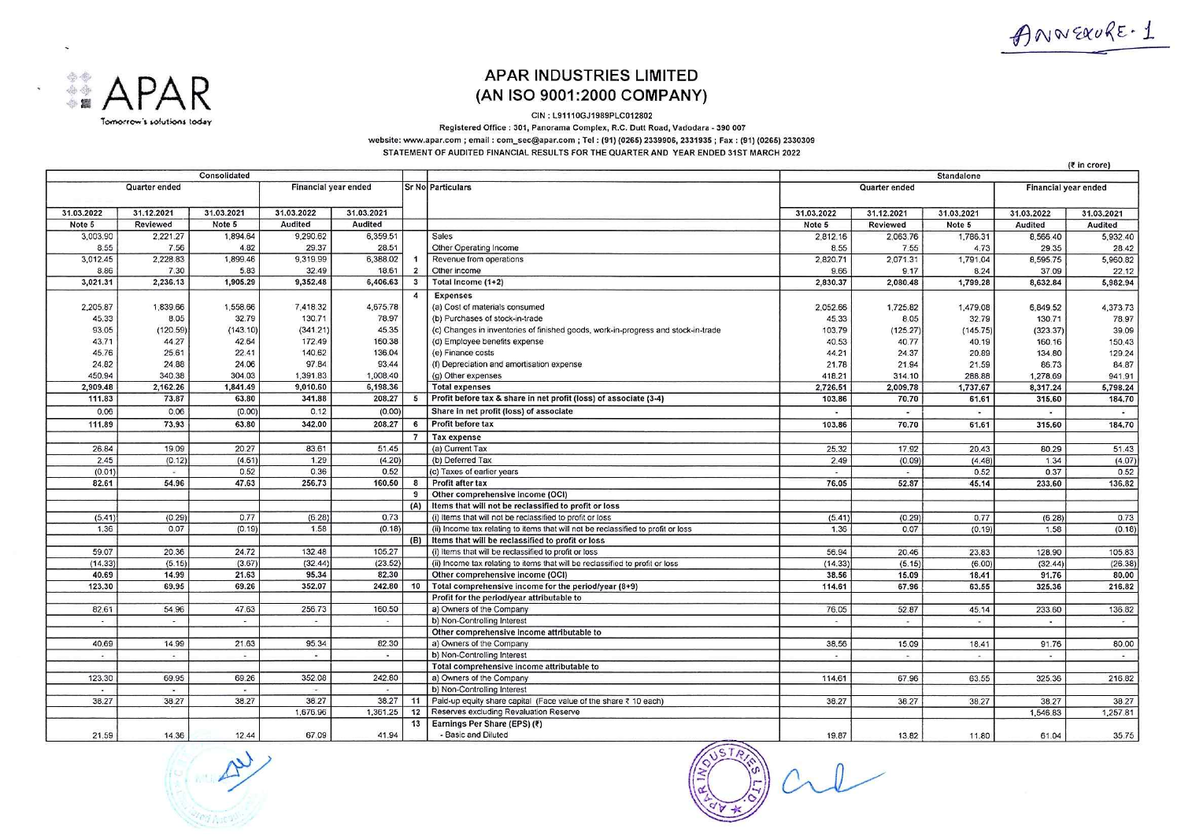ANNEXURE - 1

# APAR INDUSTRIES LIMITED
## (AN ISO 9001:2000 COMPANY)

APAR
Tomorrow's solutions today

CIN : L91110GJ1989PLC012802

Registered Office : 301, Panorama Complex, R.C. Dutt Road, Vadodara - 390 007

website: www.apar.com ; email : com_sec@apar.com ; Tel : (91) (0265) 2339906, 2331935 ; Fax : (91) (0265) 2330309

STATEMENT OF AUDITED FINANCIAL RESULTS FOR THE QUARTER AND YEAR ENDED 31ST MARCH 2022

(₹ in crore)

| Consolidated | | | | | Sr No | Particulars | Standalone | | | | |
|---|---|---|---|---|---|---|---|---|---|---|---|
| Quarter ended | | | Financial year ended | | | | Quarter ended | | | Financial year ended | |
| 31.03.2022 | 31.12.2021 | 31.03.2021 | 31.03.2022 | 31.03.2021 | | | 31.03.2022 | 31.12.2021 | 31.03.2021 | 31.03.2022 | 31.03.2021 |
| Note 5 | Reviewed | Note 5 | Audited | Audited | | | Note 5 | Reviewed | Note 5 | Audited | Audited |
| 3,003.90 | 2,221.27 | 1,894.64 | 9,290.62 | 6,359.51 | | Sales | 2,812.16 | 2,063.76 | 1,786.31 | 8,566.40 | 5,932.40 |
| 8.55 | 7.56 | 4.82 | 29.37 | 28.51 | | Other Operating Income | 8.55 | 7.55 | 4.73 | 29.35 | 28.42 |
| 3,012.45 | 2,228.83 | 1,899.46 | 9,319.99 | 6,388.02 | 1 | Revenue from operations | 2,820.71 | 2,071.31 | 1,791.04 | 8,595.75 | 5,960.82 |
| 8.86 | 7.30 | 5.83 | 32.49 | 18.61 | 2 | Other income | 9.66 | 9.17 | 8.24 | 37.09 | 22.12 |
| **3,021.31** | **2,236.13** | **1,905.29** | **9,352.48** | **6,406.63** | 3 | **Total Income (1+2)** | **2,830.37** | **2,080.48** | **1,799.28** | **8,632.84** | **5,982.94** |
| | | | | | 4 | **Expenses** | | | | | |
| 2,205.87 | 1,839.66 | 1,558.66 | 7,418.32 | 4,675.78 | | (a) Cost of materials consumed | 2,052.66 | 1,725.82 | 1,479.08 | 6,849.52 | 4,373.73 |
| 45.33 | 8.05 | 32.79 | 130.71 | 78.97 | | (b) Purchases of stock-in-trade | 45.33 | 8.05 | 32.79 | 130.71 | 78.97 |
| 93.05 | (120.59) | (143.10) | (341.21) | 45.35 | | (c) Changes in inventories of finished goods, work-in-progress and stock-in-trade | 103.79 | (125.27) | (145.75) | (323.37) | 39.09 |
| 43.71 | 44.27 | 42.64 | 172.49 | 160.38 | | (d) Employee benefits expense | 40.53 | 40.77 | 40.19 | 160.16 | 150.43 |
| 45.76 | 25.61 | 22.41 | 140.62 | 136.04 | | (e) Finance costs | 44.21 | 24.37 | 20.89 | 134.80 | 129.24 |
| 24.82 | 24.88 | 24.06 | 97.84 | 93.44 | | (f) Depreciation and amortisation expense | 21.78 | 21.94 | 21.59 | 86.73 | 84.87 |
| 450.94 | 340.38 | 304.03 | 1,391.83 | 1,008.40 | | (g) Other expenses | 418.21 | 314.10 | 288.88 | 1,278.69 | 941.91 |
| **2,909.48** | **2,162.26** | **1,841.49** | **9,010.60** | **6,198.36** | | **Total expenses** | **2,726.51** | **2,009.78** | **1,737.67** | **8,317.24** | **5,798.24** |
| **111.83** | **73.87** | **63.80** | **341.88** | **208.27** | 5 | **Profit before tax & share in net profit (loss) of associate (3-4)** | **103.86** | **70.70** | **61.61** | **315.60** | **184.70** |
| 0.06 | 0.06 | (0.00) | 0.12 | (0.00) | | Share in net profit (loss) of associate | - | - | - | - | - |
| **111.89** | **73.93** | **63.80** | **342.00** | **208.27** | 6 | **Profit before tax** | **103.86** | **70.70** | **61.61** | **315.60** | **184.70** |
| | | | | | 7 | **Tax expense** | | | | | |
| 26.84 | 19.09 | 20.27 | 83.61 | 51.45 | | (a) Current Tax | 25.32 | 17.92 | 20.43 | 80.29 | 51.43 |
| 2.45 | (0.12) | (4.61) | 1.29 | (4.20) | | (b) Deferred Tax | 2.49 | (0.09) | (4.48) | 1.34 | (4.07) |
| (0.01) | - | 0.52 | 0.36 | 0.52 | | (c) Taxes of earlier years | - | - | 0.52 | 0.37 | 0.52 |
| **82.61** | **54.96** | **47.63** | **256.73** | **160.50** | 8 | **Profit after tax** | **76.05** | **52.87** | **45.14** | **233.60** | **136.82** |
| | | | | | 9 | **Other comprehensive income (OCI)** | | | | | |
| | | | | | (A) | **Items that will not be reclassified to profit or loss** | | | | | |
| (5.41) | (0.29) | 0.77 | (6.28) | 0.73 | | (i) Items that will not be reclassified to profit or loss | (5.41) | (0.29) | 0.77 | (6.28) | 0.73 |
| 1.36 | 0.07 | (0.19) | 1.58 | (0.18) | | (ii) Income tax relating to items that will not be reclassified to profit or loss | 1.36 | 0.07 | (0.19) | 1.58 | (0.18) |
| | | | | | (B) | **Items that will be reclassified to profit or loss** | | | | | |
| 59.07 | 20.36 | 24.72 | 132.48 | 105.27 | | (i) Items that will be reclassified to profit or loss | 56.94 | 20.46 | 23.83 | 128.90 | 105.83 |
| (14.33) | (5.15) | (3.67) | (32.44) | (23.52) | | (ii) Income tax relating to items that will be reclassified to profit or loss | (14.33) | (5.15) | (6.00) | (32.44) | (26.38) |
| **40.69** | **14.99** | **21.63** | **95.34** | **82.30** | | **Other comprehensive income (OCI)** | **38.56** | **15.09** | **18.41** | **91.76** | **80.00** |
| **123.30** | **69.95** | **69.26** | **352.07** | **242.80** | 10 | **Total comprehensive income for the period/year (8+9)** | **114.61** | **67.96** | **63.55** | **325.36** | **216.82** |
| | | | | | | **Profit for the period/year attributable to** | | | | | |
| 82.61 | 54.96 | 47.63 | 256.73 | 160.50 | | a) Owners of the Company | 76.05 | 52.87 | 45.14 | 233.60 | 136.82 |
| - | - | - | - | - | | b) Non-Controlling Interest | - | - | - | - | - |
| | | | | | | **Other comprehensive income attributable to** | | | | | |
| 40.69 | 14.99 | 21.63 | 95.34 | 82.30 | | a) Owners of the Company | 38.56 | 15.09 | 18.41 | 91.76 | 80.00 |
| - | - | - | - | - | | b) Non-Controlling Interest | - | - | - | - | - |
| | | | | | | **Total comprehensive income attributable to** | | | | | |
| 123.30 | 69.95 | 69.26 | 352.08 | 242.80 | | a) Owners of the Company | 114.61 | 67.96 | 63.55 | 325.36 | 216.82 |
| - | - | - | - | - | | b) Non-Controlling Interest | | | | | |
| 38.27 | 38.27 | 38.27 | 38.27 | 38.27 | 11 | Paid-up equity share capital (Face value of the share ₹ 10 each) | 38.27 | 38.27 | 38.27 | 38.27 | 38.27 |
| | | | 1,676.96 | 1,361.25 | 12 | Reserves excluding Revaluation Reserve | | | | 1,546.83 | 1,257.81 |
| | | | | | 13 | Earnings Per Share (EPS) (₹) | | | | | |
| 21.59 | 14.36 | 12.44 | 67.09 | 41.94 | | - Basic and Diluted | 19.87 | 13.82 | 11.80 | 61.04 | 35.75 |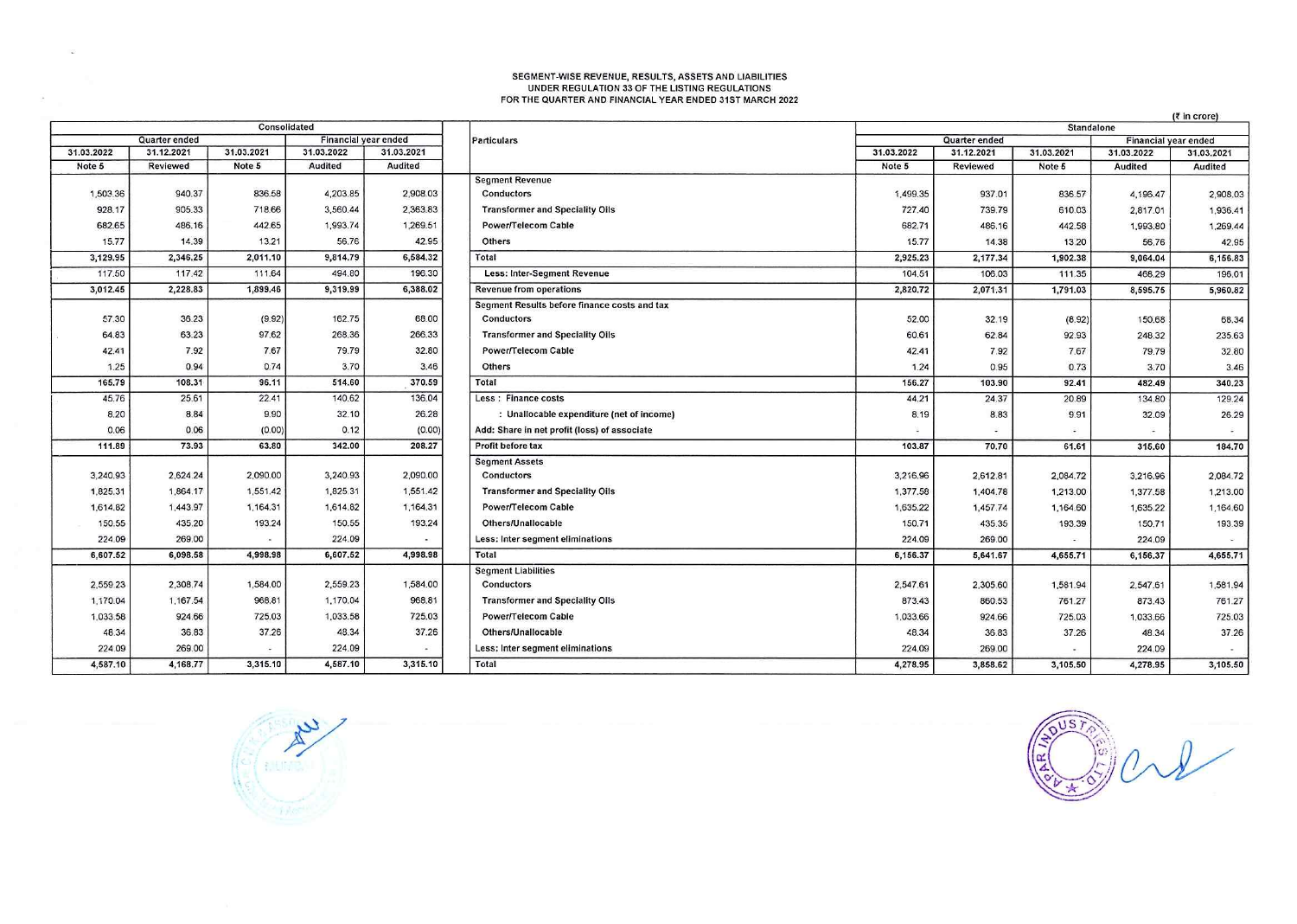SEGMENT-WISE REVENUE, RESULTS, ASSETS AND LIABILITIES
UNDER REGULATION 33 OF THE LISTING REGULATIONS
FOR THE QUARTER AND FINANCIAL YEAR ENDED 31ST MARCH 2022

(₹ in crore)

| Consolidated | | | | | Particulars | Standalone | | | | |
|---|---|---|---|---|---|---|---|---|---|---|
| Quarter ended | | | Financial year ended | | | Quarter ended | | | Financial year ended | |
| 31.03.2022 | 31.12.2021 | 31.03.2021 | 31.03.2022 | 31.03.2021 | | 31.03.2022 | 31.12.2021 | 31.03.2021 | 31.03.2022 | 31.03.2021 |
| Note 5 | Reviewed | Note 5 | Audited | Audited | | Note 5 | Reviewed | Note 5 | Audited | Audited |
| | | | | | Segment Revenue | | | | | |
| 1,503.36 | 940.37 | 836.58 | 4,203.85 | 2,908.03 | Conductors | 1,499.35 | 937.01 | 836.57 | 4,196.47 | 2,908.03 |
| 928.17 | 905.33 | 718.66 | 3,560.44 | 2,363.83 | Transformer and Speciality Oils | 727.40 | 739.79 | 610.03 | 2,817.01 | 1,936.41 |
| 682.65 | 486.16 | 442.65 | 1,993.74 | 1,269.51 | Power/Telecom Cable | 682.71 | 486.16 | 442.58 | 1,993.80 | 1,269.44 |
| 15.77 | 14.39 | 13.21 | 56.76 | 42.95 | Others | 15.77 | 14.38 | 13.20 | 56.76 | 42.95 |
| 3,129.95 | 2,346.25 | 2,011.10 | 9,814.79 | 6,584.32 | Total | 2,925.23 | 2,177.34 | 1,902.38 | 9,064.04 | 6,156.83 |
| 117.50 | 117.42 | 111.64 | 494.80 | 196.30 | Less: Inter-Segment Revenue | 104.51 | 106.03 | 111.35 | 468.29 | 196.01 |
| 3,012.45 | 2,228.83 | 1,899.46 | 9,319.99 | 6,388.02 | Revenue from operations | 2,820.72 | 2,071.31 | 1,791.03 | 8,595.75 | 5,960.82 |
| | | | | | Segment Results before finance costs and tax | | | | | |
| 57.30 | 36.23 | (9.92) | 162.75 | 68.00 | Conductors | 52.00 | 32.19 | (8.92) | 150.68 | 68.34 |
| 64.83 | 63.23 | 97.62 | 268.36 | 266.33 | Transformer and Speciality Oils | 60.61 | 62.84 | 92.93 | 248.32 | 235.63 |
| 42.41 | 7.92 | 7.67 | 79.79 | 32.80 | Power/Telecom Cable | 42.41 | 7.92 | 7.67 | 79.79 | 32.80 |
| 1.25 | 0.94 | 0.74 | 3.70 | 3.46 | Others | 1.24 | 0.95 | 0.73 | 3.70 | 3.46 |
| 165.79 | 108.31 | 96.11 | 514.60 | 370.59 | Total | 156.27 | 103.90 | 92.41 | 482.49 | 340.23 |
| 45.76 | 25.61 | 22.41 | 140.62 | 136.04 | Less : Finance costs | 44.21 | 24.37 | 20.89 | 134.80 | 129.24 |
| 8.20 | 8.84 | 9.90 | 32.10 | 26.28 | : Unallocable expenditure (net of income) | 8.19 | 8.83 | 9.91 | 32.09 | 26.29 |
| 0.06 | 0.06 | (0.00) | 0.12 | (0.00) | Add: Share in net profit (loss) of associate | - | - | - | - | - |
| 111.89 | 73.93 | 63.80 | 342.00 | 208.27 | Profit before tax | 103.87 | 70.70 | 61.61 | 315.60 | 184.70 |
| | | | | | Segment Assets | | | | | |
| 3,240.93 | 2,624.24 | 2,090.00 | 3,240.93 | 2,090.00 | Conductors | 3,216.96 | 2,612.81 | 2,084.72 | 3,216.96 | 2,084.72 |
| 1,825.31 | 1,864.17 | 1,551.42 | 1,825.31 | 1,551.42 | Transformer and Speciality Oils | 1,377.58 | 1,404.78 | 1,213.00 | 1,377.58 | 1,213.00 |
| 1,614.82 | 1,443.97 | 1,164.31 | 1,614.82 | 1,164.31 | Power/Telecom Cable | 1,635.22 | 1,457.74 | 1,164.60 | 1,635.22 | 1,164.60 |
| 150.55 | 435.20 | 193.24 | 150.55 | 193.24 | Others/Unallocable | 150.71 | 435.35 | 193.39 | 150.71 | 193.39 |
| 224.09 | 269.00 | - | 224.09 | - | Less: Inter segment eliminations | 224.09 | 269.00 | - | 224.09 | - |
| 6,607.52 | 6,098.58 | 4,998.98 | 6,607.52 | 4,998.98 | Total | 6,156.37 | 5,641.67 | 4,655.71 | 6,156.37 | 4,655.71 |
| | | | | | Segment Liabilities | | | | | |
| 2,559.23 | 2,308.74 | 1,584.00 | 2,559.23 | 1,584.00 | Conductors | 2,547.61 | 2,305.60 | 1,581.94 | 2,547.61 | 1,581.94 |
| 1,170.04 | 1,167.54 | 968.81 | 1,170.04 | 968.81 | Transformer and Speciality Oils | 873.43 | 860.53 | 761.27 | 873.43 | 761.27 |
| 1,033.58 | 924.66 | 725.03 | 1,033.58 | 725.03 | Power/Telecom Cable | 1,033.66 | 924.66 | 725.03 | 1,033.66 | 725.03 |
| 48.34 | 36.83 | 37.26 | 48.34 | 37.26 | Others/Unallocable | 48.34 | 36.83 | 37.26 | 48.34 | 37.26 |
| 224.09 | 269.00 | - | 224.09 | - | Less: Inter segment eliminations | 224.09 | 269.00 | - | 224.09 | - |
| 4,587.10 | 4,168.77 | 3,315.10 | 4,587.10 | 3,315.10 | Total | 4,278.95 | 3,858.62 | 3,105.50 | 4,278.95 | 3,105.50 |